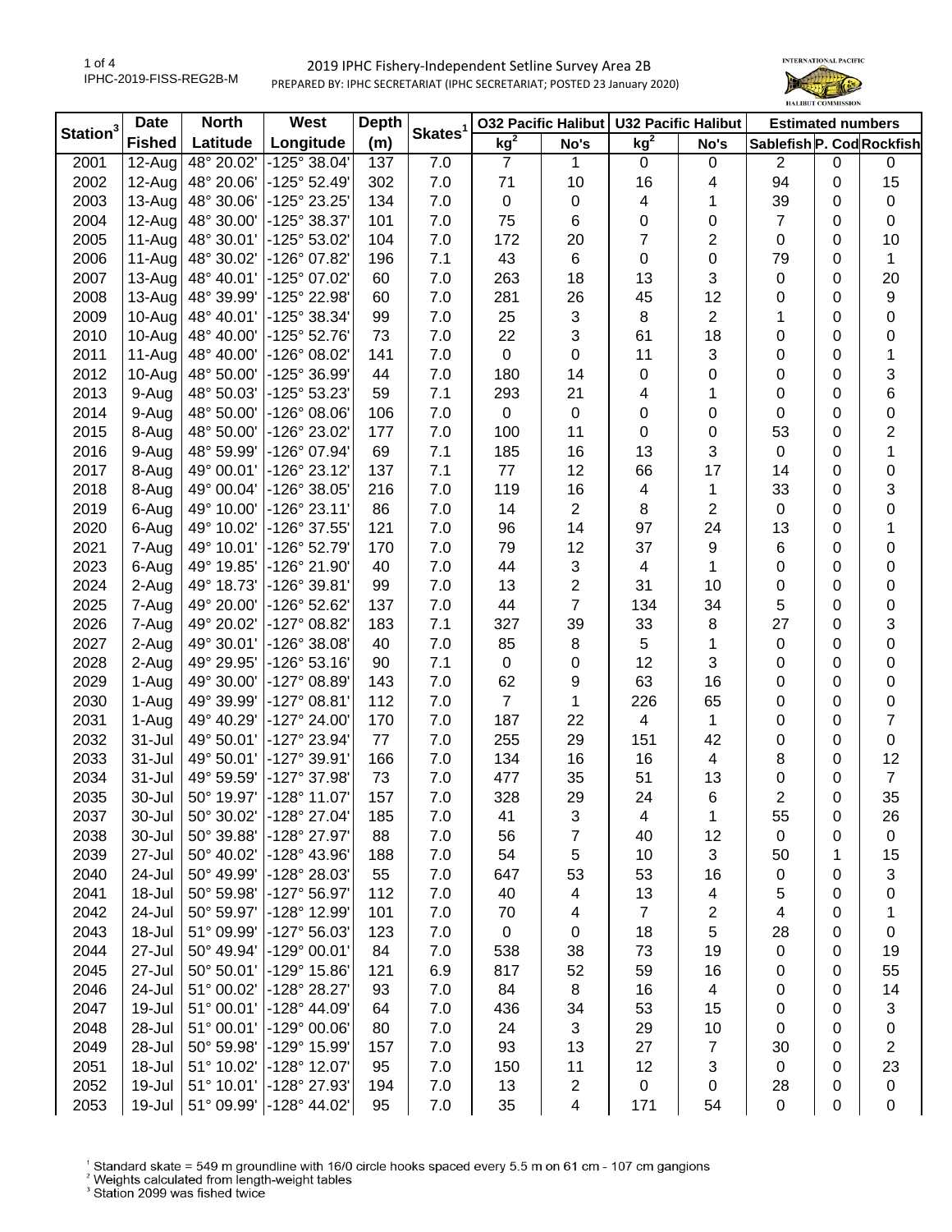# 2019 IPHC Fishery-Independent Setline Survey Area 2B

PREPARED BY: IPHC SECRETARIAT (IPHC SECRETARIAT; POSTED 23 January 2020)

| Station[3] | Date Fished | North Latitude | West Longitude | Depth (m) | Skates[1] | O32 Pacific Halibut kg[2] | O32 Pacific Halibut No's | U32 Pacific Halibut kg[2] | U32 Pacific Halibut No's | Estimated numbers Sablefish | Estimated numbers P. Cod | Estimated numbers Rockfish |
|---|---|---|---|---|---|---|---|---|---|---|---|---|
| 2001 | 12-Aug | 48° 20.02' | -125° 38.04' | 137 | 7.0 | 7 | 1 | 0 | 0 | 2 | 0 | 0 |
| 2002 | 12-Aug | 48° 20.06' | -125° 52.49' | 302 | 7.0 | 71 | 10 | 16 | 4 | 94 | 0 | 15 |
| 2003 | 13-Aug | 48° 30.06' | -125° 23.25' | 134 | 7.0 | 0 | 0 | 4 | 1 | 39 | 0 | 0 |
| 2004 | 12-Aug | 48° 30.00' | -125° 38.37' | 101 | 7.0 | 75 | 6 | 0 | 0 | 7 | 0 | 0 |
| 2005 | 11-Aug | 48° 30.01' | -125° 53.02' | 104 | 7.0 | 172 | 20 | 7 | 2 | 0 | 0 | 10 |
| 2006 | 11-Aug | 48° 30.02' | -126° 07.82' | 196 | 7.1 | 43 | 6 | 0 | 0 | 79 | 0 | 1 |
| 2007 | 13-Aug | 48° 40.01' | -125° 07.02' | 60 | 7.0 | 263 | 18 | 13 | 3 | 0 | 0 | 20 |
| 2008 | 13-Aug | 48° 39.99' | -125° 22.98' | 60 | 7.0 | 281 | 26 | 45 | 12 | 0 | 0 | 9 |
| 2009 | 10-Aug | 48° 40.01' | -125° 38.34' | 99 | 7.0 | 25 | 3 | 8 | 2 | 1 | 0 | 0 |
| 2010 | 10-Aug | 48° 40.00' | -125° 52.76' | 73 | 7.0 | 22 | 3 | 61 | 18 | 0 | 0 | 0 |
| 2011 | 11-Aug | 48° 40.00' | -126° 08.02' | 141 | 7.0 | 0 | 0 | 11 | 3 | 0 | 0 | 1 |
| 2012 | 10-Aug | 48° 50.00' | -125° 36.99' | 44 | 7.0 | 180 | 14 | 0 | 0 | 0 | 0 | 3 |
| 2013 | 9-Aug | 48° 50.03' | -125° 53.23' | 59 | 7.1 | 293 | 21 | 4 | 1 | 0 | 0 | 6 |
| 2014 | 9-Aug | 48° 50.00' | -126° 08.06' | 106 | 7.0 | 0 | 0 | 0 | 0 | 0 | 0 | 0 |
| 2015 | 8-Aug | 48° 50.00' | -126° 23.02' | 177 | 7.0 | 100 | 11 | 0 | 0 | 53 | 0 | 2 |
| 2016 | 9-Aug | 48° 59.99' | -126° 07.94' | 69 | 7.1 | 185 | 16 | 13 | 3 | 0 | 0 | 1 |
| 2017 | 8-Aug | 49° 00.01' | -126° 23.12' | 137 | 7.1 | 77 | 12 | 66 | 17 | 14 | 0 | 0 |
| 2018 | 8-Aug | 49° 00.04' | -126° 38.05' | 216 | 7.0 | 119 | 16 | 4 | 1 | 33 | 0 | 3 |
| 2019 | 6-Aug | 49° 10.00' | -126° 23.11' | 86 | 7.0 | 14 | 2 | 8 | 2 | 0 | 0 | 0 |
| 2020 | 6-Aug | 49° 10.02' | -126° 37.55' | 121 | 7.0 | 96 | 14 | 97 | 24 | 13 | 0 | 1 |
| 2021 | 7-Aug | 49° 10.01' | -126° 52.79' | 170 | 7.0 | 79 | 12 | 37 | 9 | 6 | 0 | 0 |
| 2023 | 6-Aug | 49° 19.85' | -126° 21.90' | 40 | 7.0 | 44 | 3 | 4 | 1 | 0 | 0 | 0 |
| 2024 | 2-Aug | 49° 18.73' | -126° 39.81' | 99 | 7.0 | 13 | 2 | 31 | 10 | 0 | 0 | 0 |
| 2025 | 7-Aug | 49° 20.00' | -126° 52.62' | 137 | 7.0 | 44 | 7 | 134 | 34 | 5 | 0 | 0 |
| 2026 | 7-Aug | 49° 20.02' | -127° 08.82' | 183 | 7.1 | 327 | 39 | 33 | 8 | 27 | 0 | 3 |
| 2027 | 2-Aug | 49° 30.01' | -126° 38.08' | 40 | 7.0 | 85 | 8 | 5 | 1 | 0 | 0 | 0 |
| 2028 | 2-Aug | 49° 29.95' | -126° 53.16' | 90 | 7.1 | 0 | 0 | 12 | 3 | 0 | 0 | 0 |
| 2029 | 1-Aug | 49° 30.00' | -127° 08.89' | 143 | 7.0 | 62 | 9 | 63 | 16 | 0 | 0 | 0 |
| 2030 | 1-Aug | 49° 39.99' | -127° 08.81' | 112 | 7.0 | 7 | 1 | 226 | 65 | 0 | 0 | 0 |
| 2031 | 1-Aug | 49° 40.29' | -127° 24.00' | 170 | 7.0 | 187 | 22 | 4 | 1 | 0 | 0 | 7 |
| 2032 | 31-Jul | 49° 50.01' | -127° 23.94' | 77 | 7.0 | 255 | 29 | 151 | 42 | 0 | 0 | 0 |
| 2033 | 31-Jul | 49° 50.01' | -127° 39.91' | 166 | 7.0 | 134 | 16 | 16 | 4 | 8 | 0 | 12 |
| 2034 | 31-Jul | 49° 59.59' | -127° 37.98' | 73 | 7.0 | 477 | 35 | 51 | 13 | 0 | 0 | 7 |
| 2035 | 30-Jul | 50° 19.97' | -128° 11.07' | 157 | 7.0 | 328 | 29 | 24 | 6 | 2 | 0 | 35 |
| 2037 | 30-Jul | 50° 30.02' | -128° 27.04' | 185 | 7.0 | 41 | 3 | 4 | 1 | 55 | 0 | 26 |
| 2038 | 30-Jul | 50° 39.88' | -128° 27.97' | 88 | 7.0 | 56 | 7 | 40 | 12 | 0 | 0 | 0 |
| 2039 | 27-Jul | 50° 40.02' | -128° 43.96' | 188 | 7.0 | 54 | 5 | 10 | 3 | 50 | 1 | 15 |
| 2040 | 24-Jul | 50° 49.99' | -128° 28.03' | 55 | 7.0 | 647 | 53 | 53 | 16 | 0 | 0 | 3 |
| 2041 | 18-Jul | 50° 59.98' | -127° 56.97' | 112 | 7.0 | 40 | 4 | 13 | 4 | 5 | 0 | 0 |
| 2042 | 24-Jul | 50° 59.97' | -128° 12.99' | 101 | 7.0 | 70 | 4 | 7 | 2 | 4 | 0 | 1 |
| 2043 | 18-Jul | 51° 09.99' | -127° 56.03' | 123 | 7.0 | 0 | 0 | 18 | 5 | 28 | 0 | 0 |
| 2044 | 27-Jul | 50° 49.94' | -129° 00.01' | 84 | 7.0 | 538 | 38 | 73 | 19 | 0 | 0 | 19 |
| 2045 | 27-Jul | 50° 50.01' | -129° 15.86' | 121 | 6.9 | 817 | 52 | 59 | 16 | 0 | 0 | 55 |
| 2046 | 24-Jul | 51° 00.02' | -128° 28.27' | 93 | 7.0 | 84 | 8 | 16 | 4 | 0 | 0 | 14 |
| 2047 | 19-Jul | 51° 00.01' | -128° 44.09' | 64 | 7.0 | 436 | 34 | 53 | 15 | 0 | 0 | 3 |
| 2048 | 28-Jul | 51° 00.01' | -129° 00.06' | 80 | 7.0 | 24 | 3 | 29 | 10 | 0 | 0 | 0 |
| 2049 | 28-Jul | 50° 59.98' | -129° 15.99' | 157 | 7.0 | 93 | 13 | 27 | 7 | 30 | 0 | 2 |
| 2051 | 18-Jul | 51° 10.02' | -128° 12.07' | 95 | 7.0 | 150 | 11 | 12 | 3 | 0 | 0 | 23 |
| 2052 | 19-Jul | 51° 10.01' | -128° 27.93' | 194 | 7.0 | 13 | 2 | 0 | 0 | 28 | 0 | 0 |
| 2053 | 19-Jul | 51° 09.99' | -128° 44.02' | 95 | 7.0 | 35 | 4 | 171 | 54 | 0 | 0 | 0 |

[1] Standard skate = 549 m groundline with 16/0 circle hooks spaced every 5.5 m on 61 cm - 107 cm gangions

[2] Weights calculated from length-weight tables

[3] Station 2099 was fished twice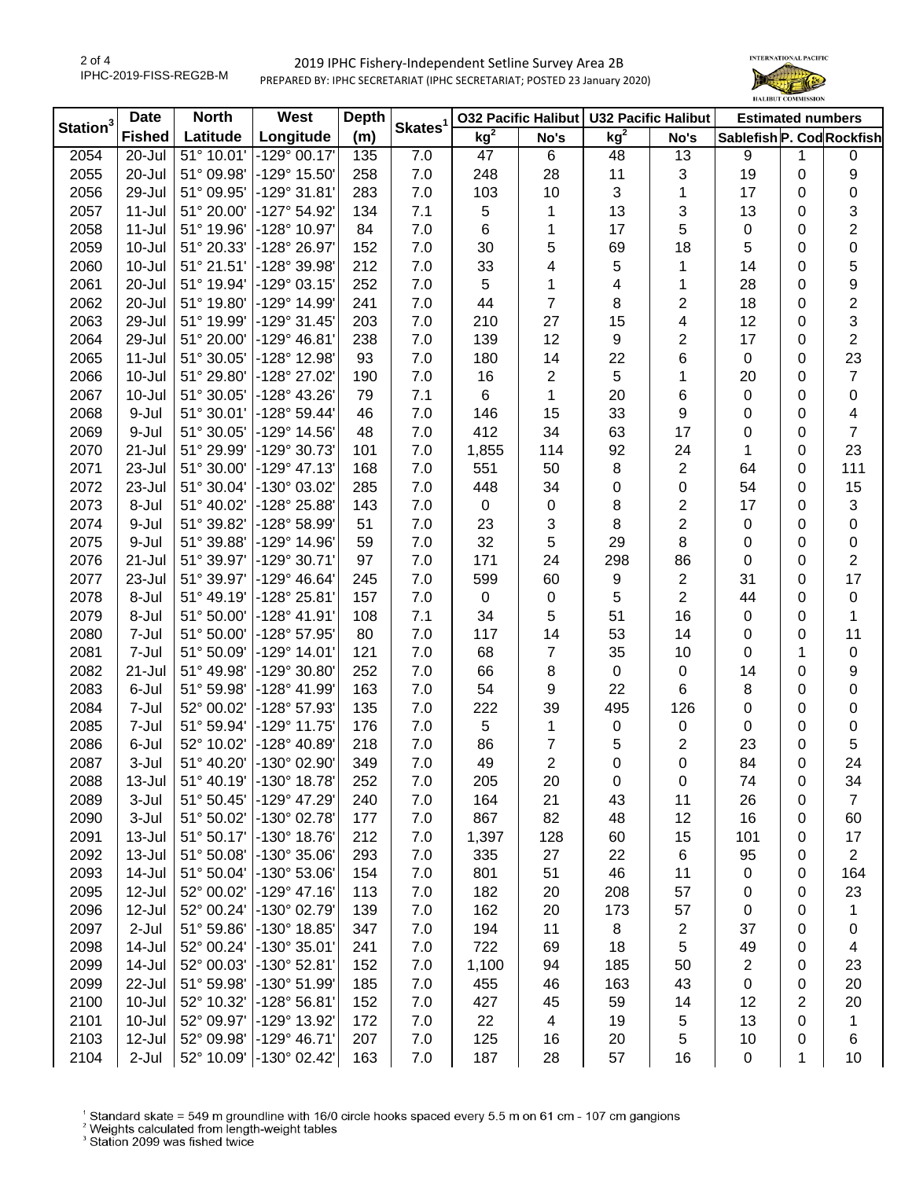# 2019 IPHC Fishery-Independent Setline Survey Area 2B

PREPARED BY: IPHC SECRETARIAT (IPHC SECRETARIAT; POSTED 23 January 2020)

| Station[3] | Date Fished | North Latitude | West Longitude | Depth (m) | Skates[1] | O32 Pacific Halibut kg[2] | O32 Pacific Halibut No's | U32 Pacific Halibut kg[2] | U32 Pacific Halibut No's | Estimated numbers Sablefish | Estimated numbers P. Cod | Estimated numbers Rockfish |
|---|---|---|---|---|---|---|---|---|---|---|---|---|
| 2054 | 20-Jul | 51° 10.01' | -129° 00.17' | 135 | 7.0 | 47 | 6 | 48 | 13 | 9 | 1 | 0 |
| 2055 | 20-Jul | 51° 09.98' | -129° 15.50' | 258 | 7.0 | 248 | 28 | 11 | 3 | 19 | 0 | 9 |
| 2056 | 29-Jul | 51° 09.95' | -129° 31.81' | 283 | 7.0 | 103 | 10 | 3 | 1 | 17 | 0 | 0 |
| 2057 | 11-Jul | 51° 20.00' | -127° 54.92' | 134 | 7.1 | 5 | 1 | 13 | 3 | 13 | 0 | 3 |
| 2058 | 11-Jul | 51° 19.96' | -128° 10.97' | 84 | 7.0 | 6 | 1 | 17 | 5 | 0 | 0 | 2 |
| 2059 | 10-Jul | 51° 20.33' | -128° 26.97' | 152 | 7.0 | 30 | 5 | 69 | 18 | 5 | 0 | 0 |
| 2060 | 10-Jul | 51° 21.51' | -128° 39.98' | 212 | 7.0 | 33 | 4 | 5 | 1 | 14 | 0 | 5 |
| 2061 | 20-Jul | 51° 19.94' | -129° 03.15' | 252 | 7.0 | 5 | 1 | 4 | 1 | 28 | 0 | 9 |
| 2062 | 20-Jul | 51° 19.80' | -129° 14.99' | 241 | 7.0 | 44 | 7 | 8 | 2 | 18 | 0 | 2 |
| 2063 | 29-Jul | 51° 19.99' | -129° 31.45' | 203 | 7.0 | 210 | 27 | 15 | 4 | 12 | 0 | 3 |
| 2064 | 29-Jul | 51° 20.00' | -129° 46.81' | 238 | 7.0 | 139 | 12 | 9 | 2 | 17 | 0 | 2 |
| 2065 | 11-Jul | 51° 30.05' | -128° 12.98' | 93 | 7.0 | 180 | 14 | 22 | 6 | 0 | 0 | 23 |
| 2066 | 10-Jul | 51° 29.80' | -128° 27.02' | 190 | 7.0 | 16 | 2 | 5 | 1 | 20 | 0 | 7 |
| 2067 | 10-Jul | 51° 30.05' | -128° 43.26' | 79 | 7.1 | 6 | 1 | 20 | 6 | 0 | 0 | 0 |
| 2068 | 9-Jul | 51° 30.01' | -128° 59.44' | 46 | 7.0 | 146 | 15 | 33 | 9 | 0 | 0 | 4 |
| 2069 | 9-Jul | 51° 30.05' | -129° 14.56' | 48 | 7.0 | 412 | 34 | 63 | 17 | 0 | 0 | 7 |
| 2070 | 21-Jul | 51° 29.99' | -129° 30.73' | 101 | 7.0 | 1,855 | 114 | 92 | 24 | 1 | 0 | 23 |
| 2071 | 23-Jul | 51° 30.00' | -129° 47.13' | 168 | 7.0 | 551 | 50 | 8 | 2 | 64 | 0 | 111 |
| 2072 | 23-Jul | 51° 30.04' | -130° 03.02' | 285 | 7.0 | 448 | 34 | 0 | 0 | 54 | 0 | 15 |
| 2073 | 8-Jul | 51° 40.02' | -128° 25.88' | 143 | 7.0 | 0 | 0 | 8 | 2 | 17 | 0 | 3 |
| 2074 | 9-Jul | 51° 39.82' | -128° 58.99' | 51 | 7.0 | 23 | 3 | 8 | 2 | 0 | 0 | 0 |
| 2075 | 9-Jul | 51° 39.88' | -129° 14.96' | 59 | 7.0 | 32 | 5 | 29 | 8 | 0 | 0 | 0 |
| 2076 | 21-Jul | 51° 39.97' | -129° 30.71' | 97 | 7.0 | 171 | 24 | 298 | 86 | 0 | 0 | 2 |
| 2077 | 23-Jul | 51° 39.97' | -129° 46.64' | 245 | 7.0 | 599 | 60 | 9 | 2 | 31 | 0 | 17 |
| 2078 | 8-Jul | 51° 49.19' | -128° 25.81' | 157 | 7.0 | 0 | 0 | 5 | 2 | 44 | 0 | 0 |
| 2079 | 8-Jul | 51° 50.00' | -128° 41.91' | 108 | 7.1 | 34 | 5 | 51 | 16 | 0 | 0 | 1 |
| 2080 | 7-Jul | 51° 50.00' | -128° 57.95' | 80 | 7.0 | 117 | 14 | 53 | 14 | 0 | 0 | 11 |
| 2081 | 7-Jul | 51° 50.09' | -129° 14.01' | 121 | 7.0 | 68 | 7 | 35 | 10 | 0 | 1 | 0 |
| 2082 | 21-Jul | 51° 49.98' | -129° 30.80' | 252 | 7.0 | 66 | 8 | 0 | 0 | 14 | 0 | 9 |
| 2083 | 6-Jul | 51° 59.98' | -128° 41.99' | 163 | 7.0 | 54 | 9 | 22 | 6 | 8 | 0 | 0 |
| 2084 | 7-Jul | 52° 00.02' | -128° 57.93' | 135 | 7.0 | 222 | 39 | 495 | 126 | 0 | 0 | 0 |
| 2085 | 7-Jul | 51° 59.94' | -129° 11.75' | 176 | 7.0 | 5 | 1 | 0 | 0 | 0 | 0 | 0 |
| 2086 | 6-Jul | 52° 10.02' | -128° 40.89' | 218 | 7.0 | 86 | 7 | 5 | 2 | 23 | 0 | 5 |
| 2087 | 3-Jul | 51° 40.20' | -130° 02.90' | 349 | 7.0 | 49 | 2 | 0 | 0 | 84 | 0 | 24 |
| 2088 | 13-Jul | 51° 40.19' | -130° 18.78' | 252 | 7.0 | 205 | 20 | 0 | 0 | 74 | 0 | 34 |
| 2089 | 3-Jul | 51° 50.45' | -129° 47.29' | 240 | 7.0 | 164 | 21 | 43 | 11 | 26 | 0 | 7 |
| 2090 | 3-Jul | 51° 50.02' | -130° 02.78' | 177 | 7.0 | 867 | 82 | 48 | 12 | 16 | 0 | 60 |
| 2091 | 13-Jul | 51° 50.17' | -130° 18.76' | 212 | 7.0 | 1,397 | 128 | 60 | 15 | 101 | 0 | 17 |
| 2092 | 13-Jul | 51° 50.08' | -130° 35.06' | 293 | 7.0 | 335 | 27 | 22 | 6 | 95 | 0 | 2 |
| 2093 | 14-Jul | 51° 50.04' | -130° 53.06' | 154 | 7.0 | 801 | 51 | 46 | 11 | 0 | 0 | 164 |
| 2095 | 12-Jul | 52° 00.02' | -129° 47.16' | 113 | 7.0 | 182 | 20 | 208 | 57 | 0 | 0 | 23 |
| 2096 | 12-Jul | 52° 00.24' | -130° 02.79' | 139 | 7.0 | 162 | 20 | 173 | 57 | 0 | 0 | 1 |
| 2097 | 2-Jul | 51° 59.86' | -130° 18.85' | 347 | 7.0 | 194 | 11 | 8 | 2 | 37 | 0 | 0 |
| 2098 | 14-Jul | 52° 00.24' | -130° 35.01' | 241 | 7.0 | 722 | 69 | 18 | 5 | 49 | 0 | 4 |
| 2099 | 14-Jul | 52° 00.03' | -130° 52.81' | 152 | 7.0 | 1,100 | 94 | 185 | 50 | 2 | 0 | 23 |
| 2099 | 22-Jul | 51° 59.98' | -130° 51.99' | 185 | 7.0 | 455 | 46 | 163 | 43 | 0 | 0 | 20 |
| 2100 | 10-Jul | 52° 10.32' | -128° 56.81' | 152 | 7.0 | 427 | 45 | 59 | 14 | 12 | 2 | 20 |
| 2101 | 10-Jul | 52° 09.97' | -129° 13.92' | 172 | 7.0 | 22 | 4 | 19 | 5 | 13 | 0 | 1 |
| 2103 | 12-Jul | 52° 09.98' | -129° 46.71' | 207 | 7.0 | 125 | 16 | 20 | 5 | 10 | 0 | 6 |
| 2104 | 2-Jul | 52° 10.09' | -130° 02.42' | 163 | 7.0 | 187 | 28 | 57 | 16 | 0 | 1 | 10 |

[1] Standard skate = 549 m groundline with 16/0 circle hooks spaced every 5.5 m on 61 cm - 107 cm gangions
[2] Weights calculated from length-weight tables
[3] Station 2099 was fished twice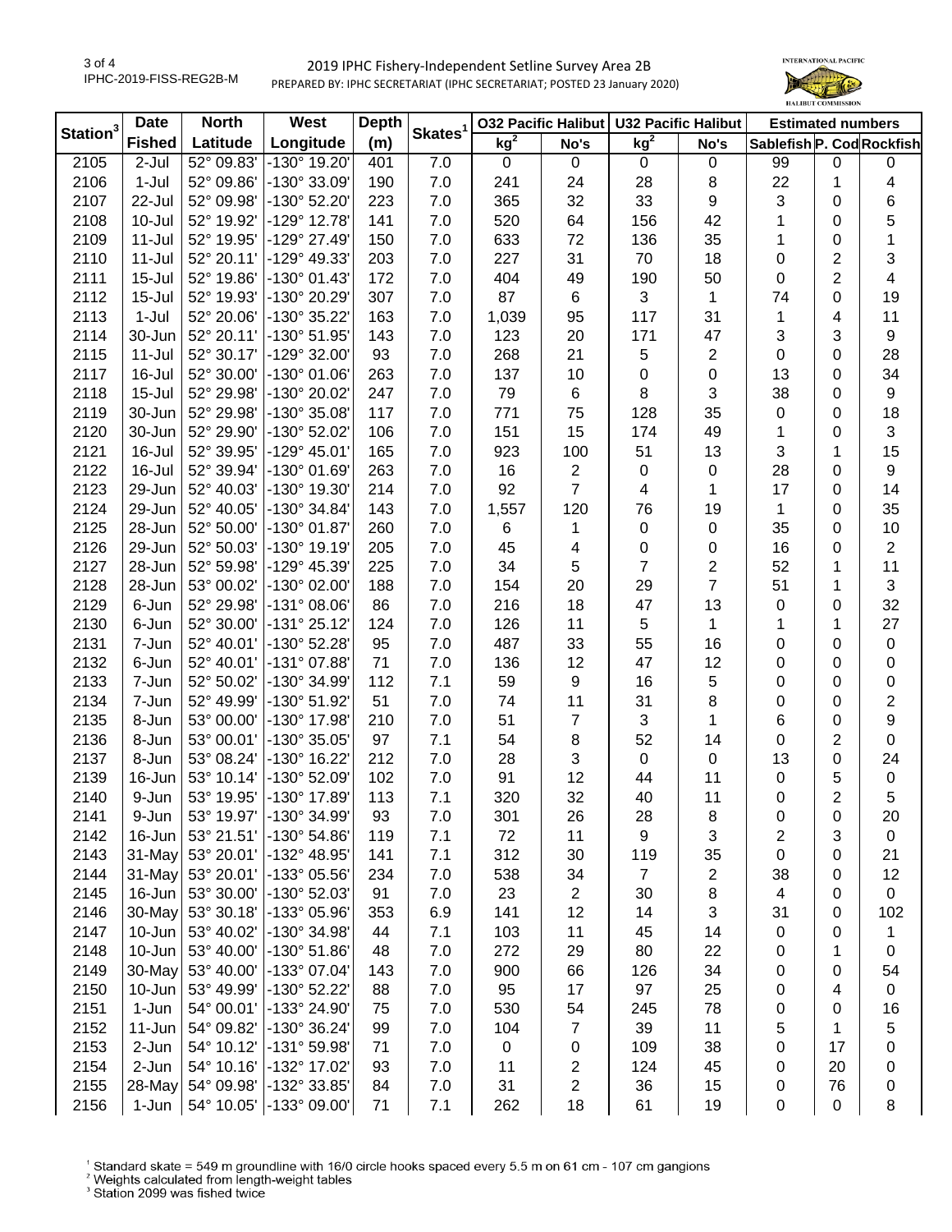# 2019 IPHC Fishery-Independent Setline Survey Area 2B

PREPARED BY: IPHC SECRETARIAT (IPHC SECRETARIAT; POSTED 23 January 2020)

| Station[3] | Date Fished | North Latitude | West Longitude | Depth (m) | Skates[1] | O32 Pacific Halibut kg[2] | O32 Pacific Halibut No's | U32 Pacific Halibut kg[2] | U32 Pacific Halibut No's | Estimated numbers Sablefish | Estimated numbers P. Cod | Estimated numbers Rockfish |
|---|---|---|---|---|---|---|---|---|---|---|---|---|
| 2105 | 2-Jul | 52° 09.83' | -130° 19.20' | 401 | 7.0 | 0 | 0 | 0 | 0 | 99 | 0 | 0 |
| 2106 | 1-Jul | 52° 09.86' | -130° 33.09' | 190 | 7.0 | 241 | 24 | 28 | 8 | 22 | 1 | 4 |
| 2107 | 22-Jul | 52° 09.98' | -130° 52.20' | 223 | 7.0 | 365 | 32 | 33 | 9 | 3 | 0 | 6 |
| 2108 | 10-Jul | 52° 19.92' | -129° 12.78' | 141 | 7.0 | 520 | 64 | 156 | 42 | 1 | 0 | 5 |
| 2109 | 11-Jul | 52° 19.95' | -129° 27.49' | 150 | 7.0 | 633 | 72 | 136 | 35 | 1 | 0 | 1 |
| 2110 | 11-Jul | 52° 20.11' | -129° 49.33' | 203 | 7.0 | 227 | 31 | 70 | 18 | 0 | 2 | 3 |
| 2111 | 15-Jul | 52° 19.86' | -130° 01.43' | 172 | 7.0 | 404 | 49 | 190 | 50 | 0 | 2 | 4 |
| 2112 | 15-Jul | 52° 19.93' | -130° 20.29' | 307 | 7.0 | 87 | 6 | 3 | 1 | 74 | 0 | 19 |
| 2113 | 1-Jul | 52° 20.06' | -130° 35.22' | 163 | 7.0 | 1,039 | 95 | 117 | 31 | 1 | 4 | 11 |
| 2114 | 30-Jun | 52° 20.11' | -130° 51.95' | 143 | 7.0 | 123 | 20 | 171 | 47 | 3 | 3 | 9 |
| 2115 | 11-Jul | 52° 30.17' | -129° 32.00' | 93 | 7.0 | 268 | 21 | 5 | 2 | 0 | 0 | 28 |
| 2117 | 16-Jul | 52° 30.00' | -130° 01.06' | 263 | 7.0 | 137 | 10 | 0 | 0 | 13 | 0 | 34 |
| 2118 | 15-Jul | 52° 29.98' | -130° 20.02' | 247 | 7.0 | 79 | 6 | 8 | 3 | 38 | 0 | 9 |
| 2119 | 30-Jun | 52° 29.98' | -130° 35.08' | 117 | 7.0 | 771 | 75 | 128 | 35 | 0 | 0 | 18 |
| 2120 | 30-Jun | 52° 29.90' | -130° 52.02' | 106 | 7.0 | 151 | 15 | 174 | 49 | 1 | 0 | 3 |
| 2121 | 16-Jul | 52° 39.95' | -129° 45.01' | 165 | 7.0 | 923 | 100 | 51 | 13 | 3 | 1 | 15 |
| 2122 | 16-Jul | 52° 39.94' | -130° 01.69' | 263 | 7.0 | 16 | 2 | 0 | 0 | 28 | 0 | 9 |
| 2123 | 29-Jun | 52° 40.03' | -130° 19.30' | 214 | 7.0 | 92 | 7 | 4 | 1 | 17 | 0 | 14 |
| 2124 | 29-Jun | 52° 40.05' | -130° 34.84' | 143 | 7.0 | 1,557 | 120 | 76 | 19 | 1 | 0 | 35 |
| 2125 | 28-Jun | 52° 50.00' | -130° 01.87' | 260 | 7.0 | 6 | 1 | 0 | 0 | 35 | 0 | 10 |
| 2126 | 29-Jun | 52° 50.03' | -130° 19.19' | 205 | 7.0 | 45 | 4 | 0 | 0 | 16 | 0 | 2 |
| 2127 | 28-Jun | 52° 59.98' | -129° 45.39' | 225 | 7.0 | 34 | 5 | 7 | 2 | 52 | 1 | 11 |
| 2128 | 28-Jun | 53° 00.02' | -130° 02.00' | 188 | 7.0 | 154 | 20 | 29 | 7 | 51 | 1 | 3 |
| 2129 | 6-Jun | 52° 29.98' | -131° 08.06' | 86 | 7.0 | 216 | 18 | 47 | 13 | 0 | 0 | 32 |
| 2130 | 6-Jun | 52° 30.00' | -131° 25.12' | 124 | 7.0 | 126 | 11 | 5 | 1 | 1 | 1 | 27 |
| 2131 | 7-Jun | 52° 40.01' | -130° 52.28' | 95 | 7.0 | 487 | 33 | 55 | 16 | 0 | 0 | 0 |
| 2132 | 6-Jun | 52° 40.01' | -131° 07.88' | 71 | 7.0 | 136 | 12 | 47 | 12 | 0 | 0 | 0 |
| 2133 | 7-Jun | 52° 50.02' | -130° 34.99' | 112 | 7.1 | 59 | 9 | 16 | 5 | 0 | 0 | 0 |
| 2134 | 7-Jun | 52° 49.99' | -130° 51.92' | 51 | 7.0 | 74 | 11 | 31 | 8 | 0 | 0 | 2 |
| 2135 | 8-Jun | 53° 00.00' | -130° 17.98' | 210 | 7.0 | 51 | 7 | 3 | 1 | 6 | 0 | 9 |
| 2136 | 8-Jun | 53° 00.01' | -130° 35.05' | 97 | 7.1 | 54 | 8 | 52 | 14 | 0 | 2 | 0 |
| 2137 | 8-Jun | 53° 08.24' | -130° 16.22' | 212 | 7.0 | 28 | 3 | 0 | 0 | 13 | 0 | 24 |
| 2139 | 16-Jun | 53° 10.14' | -130° 52.09' | 102 | 7.0 | 91 | 12 | 44 | 11 | 0 | 5 | 0 |
| 2140 | 9-Jun | 53° 19.95' | -130° 17.89' | 113 | 7.1 | 320 | 32 | 40 | 11 | 0 | 2 | 5 |
| 2141 | 9-Jun | 53° 19.97' | -130° 34.99' | 93 | 7.0 | 301 | 26 | 28 | 8 | 0 | 0 | 20 |
| 2142 | 16-Jun | 53° 21.51' | -130° 54.86' | 119 | 7.1 | 72 | 11 | 9 | 3 | 2 | 3 | 0 |
| 2143 | 31-May | 53° 20.01' | -132° 48.95' | 141 | 7.1 | 312 | 30 | 119 | 35 | 0 | 0 | 21 |
| 2144 | 31-May | 53° 20.01' | -133° 05.56' | 234 | 7.0 | 538 | 34 | 7 | 2 | 38 | 0 | 12 |
| 2145 | 16-Jun | 53° 30.00' | -130° 52.03' | 91 | 7.0 | 23 | 2 | 30 | 8 | 4 | 0 | 0 |
| 2146 | 30-May | 53° 30.18' | -133° 05.96' | 353 | 6.9 | 141 | 12 | 14 | 3 | 31 | 0 | 102 |
| 2147 | 10-Jun | 53° 40.02' | -130° 34.98' | 44 | 7.1 | 103 | 11 | 45 | 14 | 0 | 0 | 1 |
| 2148 | 10-Jun | 53° 40.00' | -130° 51.86' | 48 | 7.0 | 272 | 29 | 80 | 22 | 0 | 1 | 0 |
| 2149 | 30-May | 53° 40.00' | -133° 07.04' | 143 | 7.0 | 900 | 66 | 126 | 34 | 0 | 0 | 54 |
| 2150 | 10-Jun | 53° 49.99' | -130° 52.22' | 88 | 7.0 | 95 | 17 | 97 | 25 | 0 | 4 | 0 |
| 2151 | 1-Jun | 54° 00.01' | -133° 24.90' | 75 | 7.0 | 530 | 54 | 245 | 78 | 0 | 0 | 16 |
| 2152 | 11-Jun | 54° 09.82' | -130° 36.24' | 99 | 7.0 | 104 | 7 | 39 | 11 | 5 | 1 | 5 |
| 2153 | 2-Jun | 54° 10.12' | -131° 59.98' | 71 | 7.0 | 0 | 0 | 109 | 38 | 0 | 17 | 0 |
| 2154 | 2-Jun | 54° 10.16' | -132° 17.02' | 93 | 7.0 | 11 | 2 | 124 | 45 | 0 | 20 | 0 |
| 2155 | 28-May | 54° 09.98' | -132° 33.85' | 84 | 7.0 | 31 | 2 | 36 | 15 | 0 | 76 | 0 |
| 2156 | 1-Jun | 54° 10.05' | -133° 09.00' | 71 | 7.1 | 262 | 18 | 61 | 19 | 0 | 0 | 8 |

[1] Standard skate = 549 m groundline with 16/0 circle hooks spaced every 5.5 m on 61 cm - 107 cm gangions
[2] Weights calculated from length-weight tables
[3] Station 2099 was fished twice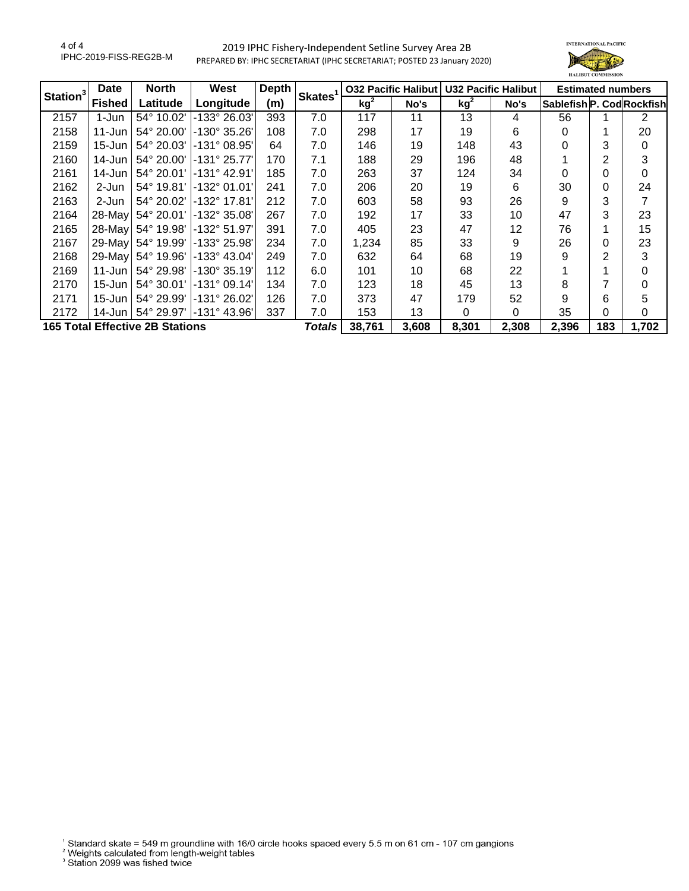2019 IPHC Fishery-Independent Setline Survey Area 2B

PREPARED BY: IPHC SECRETARIAT (IPHC SECRETARIAT; POSTED 23 January 2020)

| Station[3] | Date Fished | North Latitude | West Longitude | Depth (m) | Skates[1] | O32 Pacific Halibut | | U32 Pacific Halibut | | Estimated numbers | | |
|---|---|---|---|---|---|---|---|---|---|---|---|---|
| | | | | | | kg[2] | No's | kg[2] | No's | Sablefish | P. Cod | Rockfish |
| 2157 | 1-Jun | 54° 10.02' | -133° 26.03' | 393 | 7.0 | 117 | 11 | 13 | 4 | 56 | 1 | 2 |
| 2158 | 11-Jun | 54° 20.00' | -130° 35.26' | 108 | 7.0 | 298 | 17 | 19 | 6 | 0 | 1 | 20 |
| 2159 | 15-Jun | 54° 20.03' | -131° 08.95' | 64 | 7.0 | 146 | 19 | 148 | 43 | 0 | 3 | 0 |
| 2160 | 14-Jun | 54° 20.00' | -131° 25.77' | 170 | 7.1 | 188 | 29 | 196 | 48 | 1 | 2 | 3 |
| 2161 | 14-Jun | 54° 20.01' | -131° 42.91' | 185 | 7.0 | 263 | 37 | 124 | 34 | 0 | 0 | 0 |
| 2162 | 2-Jun | 54° 19.81' | -132° 01.01' | 241 | 7.0 | 206 | 20 | 19 | 6 | 30 | 0 | 24 |
| 2163 | 2-Jun | 54° 20.02' | -132° 17.81' | 212 | 7.0 | 603 | 58 | 93 | 26 | 9 | 3 | 7 |
| 2164 | 28-May | 54° 20.01' | -132° 35.08' | 267 | 7.0 | 192 | 17 | 33 | 10 | 47 | 3 | 23 |
| 2165 | 28-May | 54° 19.98' | -132° 51.97' | 391 | 7.0 | 405 | 23 | 47 | 12 | 76 | 1 | 15 |
| 2167 | 29-May | 54° 19.99' | -133° 25.98' | 234 | 7.0 | 1,234 | 85 | 33 | 9 | 26 | 0 | 23 |
| 2168 | 29-May | 54° 19.96' | -133° 43.04' | 249 | 7.0 | 632 | 64 | 68 | 19 | 9 | 2 | 3 |
| 2169 | 11-Jun | 54° 29.98' | -130° 35.19' | 112 | 6.0 | 101 | 10 | 68 | 22 | 1 | 1 | 0 |
| 2170 | 15-Jun | 54° 30.01' | -131° 09.14' | 134 | 7.0 | 123 | 18 | 45 | 13 | 8 | 7 | 0 |
| 2171 | 15-Jun | 54° 29.99' | -131° 26.02' | 126 | 7.0 | 373 | 47 | 179 | 52 | 9 | 6 | 5 |
| 2172 | 14-Jun | 54° 29.97' | -131° 43.96' | 337 | 7.0 | 153 | 13 | 0 | 0 | 35 | 0 | 0 |
| **165 Total Effective 2B Stations** | | | | | ***Totals*** | **38,761** | **3,608** | **8,301** | **2,308** | **2,396** | **183** | **1,702** |

[1] Standard skate = 549 m groundline with 16/0 circle hooks spaced every 5.5 m on 61 cm - 107 cm gangions

[2] Weights calculated from length-weight tables

[3] Station 2099 was fished twice